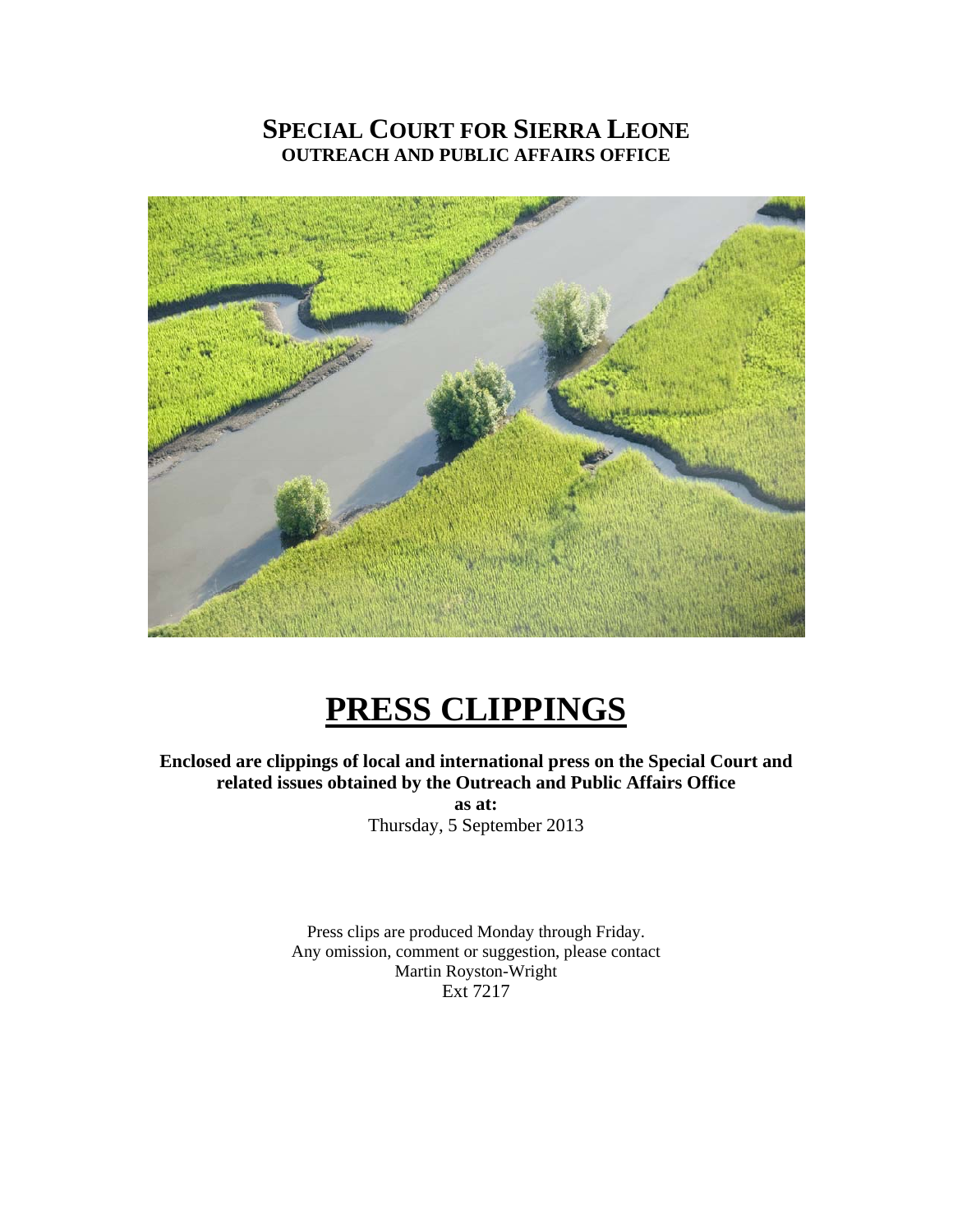# SPECIAL COURT FOR SIERRA LEONE

## OUTREACH AND PUBLIC AFFAIRS OFFICE

# PRESS CLIPPINGS

**Enclosed are clippings of local and international press on the Special Court and related issues obtained by the Outreach and Public Affairs Office**

**as at:**

Thursday, 5 September 2013

Press clips are produced Monday through Friday.
Any omission, comment or suggestion, please contact
Martin Royston-Wright
Ext 7217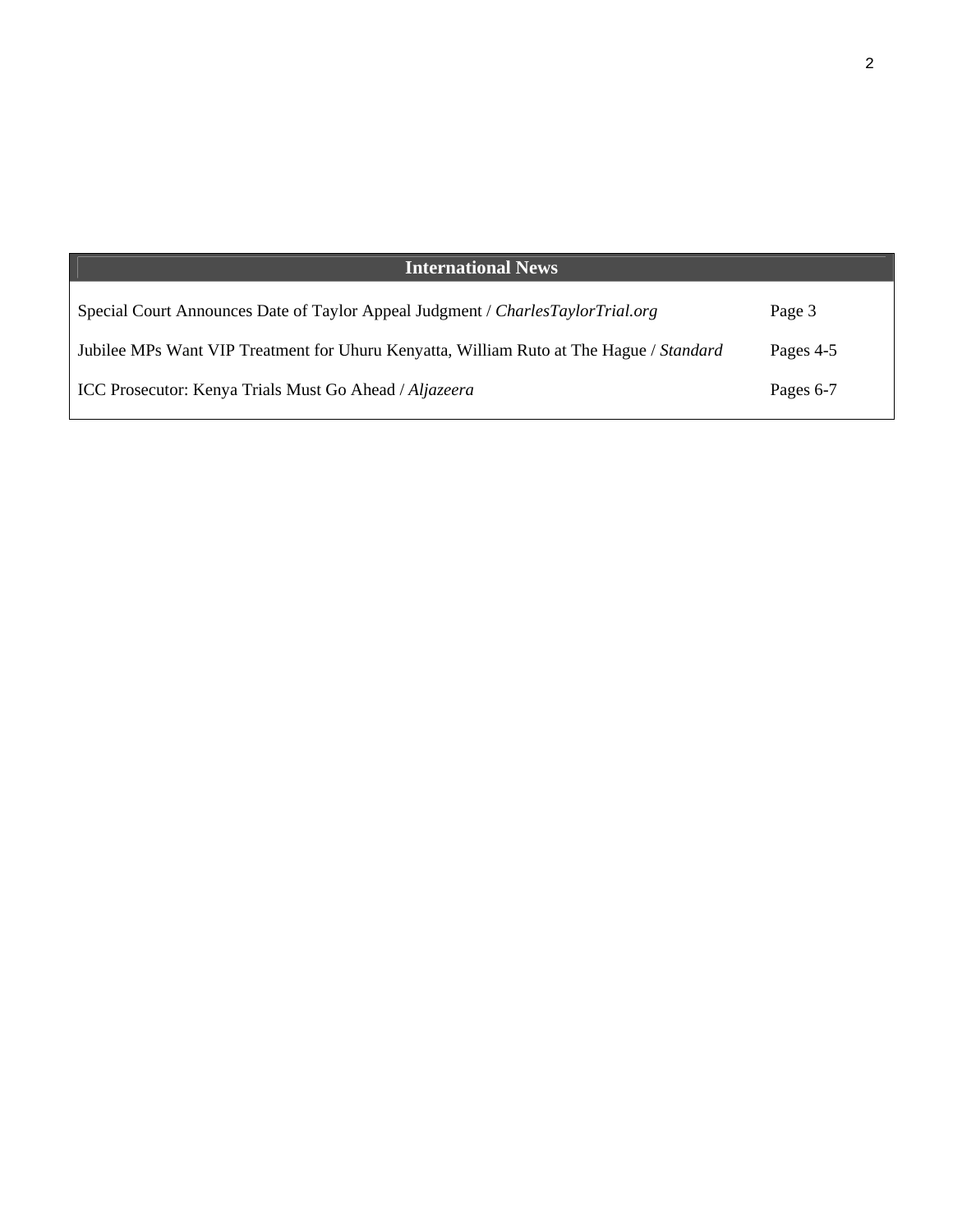## International News

| | |
|---|---|
| Special Court Announces Date of Taylor Appeal Judgment / *CharlesTaylorTrial.org* | Page 3 |
| Jubilee MPs Want VIP Treatment for Uhuru Kenyatta, William Ruto at The Hague / *Standard* | Pages 4-5 |
| ICC Prosecutor: Kenya Trials Must Go Ahead / *Aljazeera* | Pages 6-7 |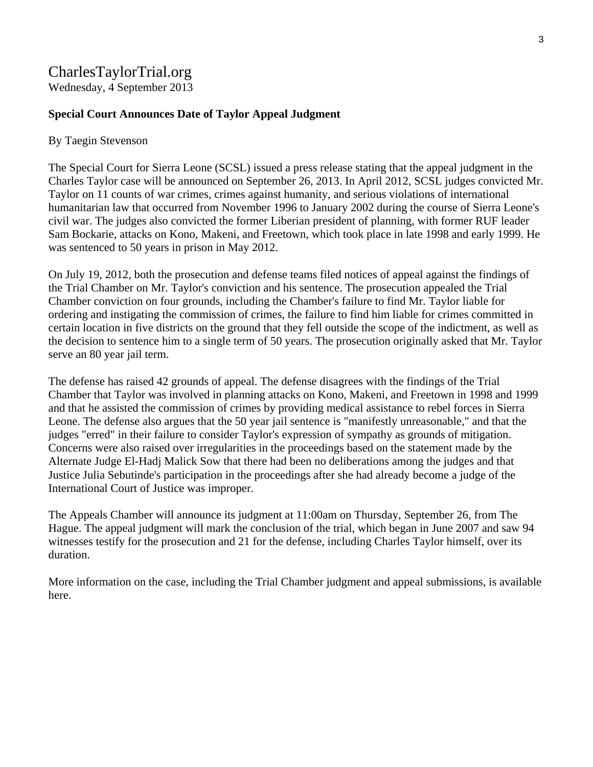CharlesTaylorTrial.org
Wednesday, 4 September 2013

**Special Court Announces Date of Taylor Appeal Judgment**

By Taegin Stevenson

The Special Court for Sierra Leone (SCSL) issued a press release stating that the appeal judgment in the Charles Taylor case will be announced on September 26, 2013. In April 2012, SCSL judges convicted Mr. Taylor on 11 counts of war crimes, crimes against humanity, and serious violations of international humanitarian law that occurred from November 1996 to January 2002 during the course of Sierra Leone's civil war. The judges also convicted the former Liberian president of planning, with former RUF leader Sam Bockarie, attacks on Kono, Makeni, and Freetown, which took place in late 1998 and early 1999. He was sentenced to 50 years in prison in May 2012.

On July 19, 2012, both the prosecution and defense teams filed notices of appeal against the findings of the Trial Chamber on Mr. Taylor's conviction and his sentence. The prosecution appealed the Trial Chamber conviction on four grounds, including the Chamber's failure to find Mr. Taylor liable for ordering and instigating the commission of crimes, the failure to find him liable for crimes committed in certain location in five districts on the ground that they fell outside the scope of the indictment, as well as the decision to sentence him to a single term of 50 years. The prosecution originally asked that Mr. Taylor serve an 80 year jail term.

The defense has raised 42 grounds of appeal. The defense disagrees with the findings of the Trial Chamber that Taylor was involved in planning attacks on Kono, Makeni, and Freetown in 1998 and 1999 and that he assisted the commission of crimes by providing medical assistance to rebel forces in Sierra Leone. The defense also argues that the 50 year jail sentence is "manifestly unreasonable," and that the judges "erred" in their failure to consider Taylor's expression of sympathy as grounds of mitigation. Concerns were also raised over irregularities in the proceedings based on the statement made by the Alternate Judge El-Hadj Malick Sow that there had been no deliberations among the judges and that Justice Julia Sebutinde's participation in the proceedings after she had already become a judge of the International Court of Justice was improper.

The Appeals Chamber will announce its judgment at 11:00am on Thursday, September 26, from The Hague. The appeal judgment will mark the conclusion of the trial, which began in June 2007 and saw 94 witnesses testify for the prosecution and 21 for the defense, including Charles Taylor himself, over its duration.

More information on the case, including the Trial Chamber judgment and appeal submissions, is available here.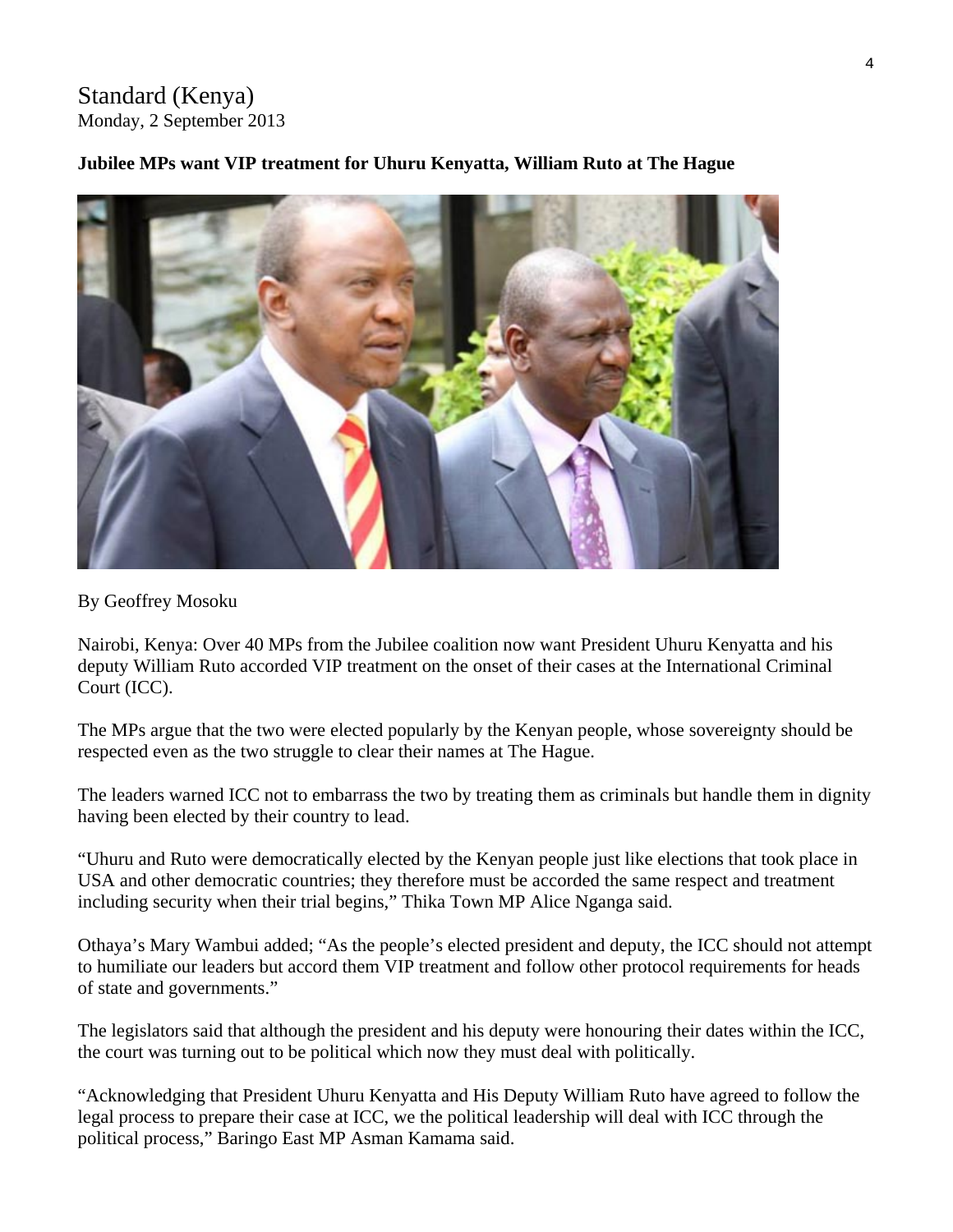Standard (Kenya)
Monday, 2 September 2013

**Jubilee MPs want VIP treatment for Uhuru Kenyatta, William Ruto at The Hague**

By Geoffrey Mosoku

Nairobi, Kenya: Over 40 MPs from the Jubilee coalition now want President Uhuru Kenyatta and his deputy William Ruto accorded VIP treatment on the onset of their cases at the International Criminal Court (ICC).

The MPs argue that the two were elected popularly by the Kenyan people, whose sovereignty should be respected even as the two struggle to clear their names at The Hague.

The leaders warned ICC not to embarrass the two by treating them as criminals but handle them in dignity having been elected by their country to lead.

"Uhuru and Ruto were democratically elected by the Kenyan people just like elections that took place in USA and other democratic countries; they therefore must be accorded the same respect and treatment including security when their trial begins," Thika Town MP Alice Nganga said.

Othaya's Mary Wambui added; "As the people's elected president and deputy, the ICC should not attempt to humiliate our leaders but accord them VIP treatment and follow other protocol requirements for heads of state and governments."

The legislators said that although the president and his deputy were honouring their dates within the ICC, the court was turning out to be political which now they must deal with politically.

"Acknowledging that President Uhuru Kenyatta and His Deputy William Ruto have agreed to follow the legal process to prepare their case at ICC, we the political leadership will deal with ICC through the political process," Baringo East MP Asman Kamama said.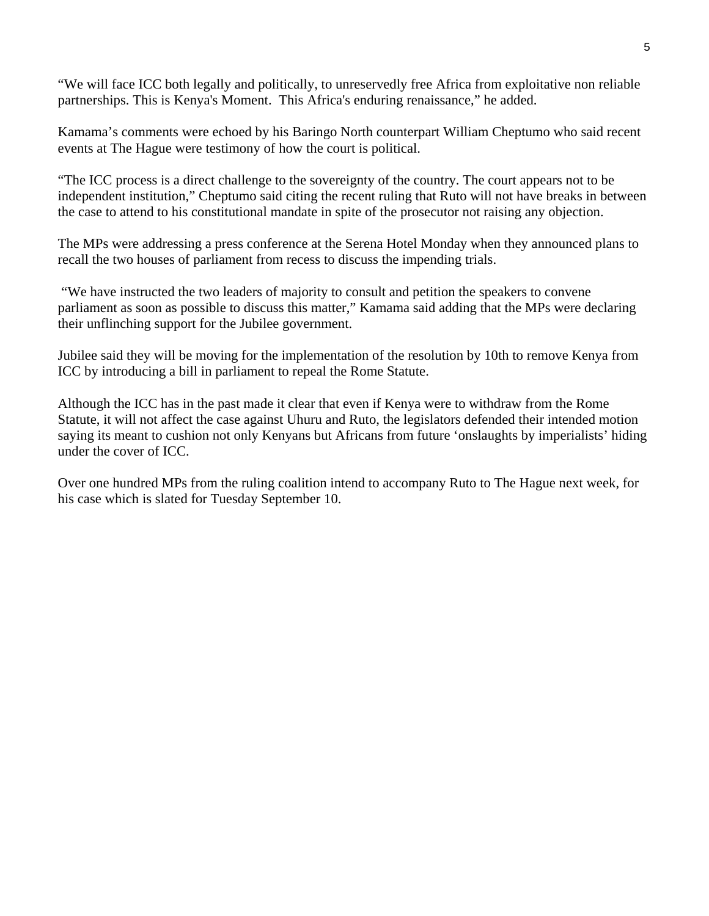"We will face ICC both legally and politically, to unreservedly free Africa from exploitative non reliable partnerships. This is Kenya's Moment.  This Africa's enduring renaissance," he added.

Kamama's comments were echoed by his Baringo North counterpart William Cheptumo who said recent events at The Hague were testimony of how the court is political.

"The ICC process is a direct challenge to the sovereignty of the country. The court appears not to be independent institution," Cheptumo said citing the recent ruling that Ruto will not have breaks in between the case to attend to his constitutional mandate in spite of the prosecutor not raising any objection.

The MPs were addressing a press conference at the Serena Hotel Monday when they announced plans to recall the two houses of parliament from recess to discuss the impending trials.

"We have instructed the two leaders of majority to consult and petition the speakers to convene parliament as soon as possible to discuss this matter," Kamama said adding that the MPs were declaring their unflinching support for the Jubilee government.

Jubilee said they will be moving for the implementation of the resolution by 10th to remove Kenya from ICC by introducing a bill in parliament to repeal the Rome Statute.

Although the ICC has in the past made it clear that even if Kenya were to withdraw from the Rome Statute, it will not affect the case against Uhuru and Ruto, the legislators defended their intended motion saying its meant to cushion not only Kenyans but Africans from future 'onslaughts by imperialists' hiding under the cover of ICC.

Over one hundred MPs from the ruling coalition intend to accompany Ruto to The Hague next week, for his case which is slated for Tuesday September 10.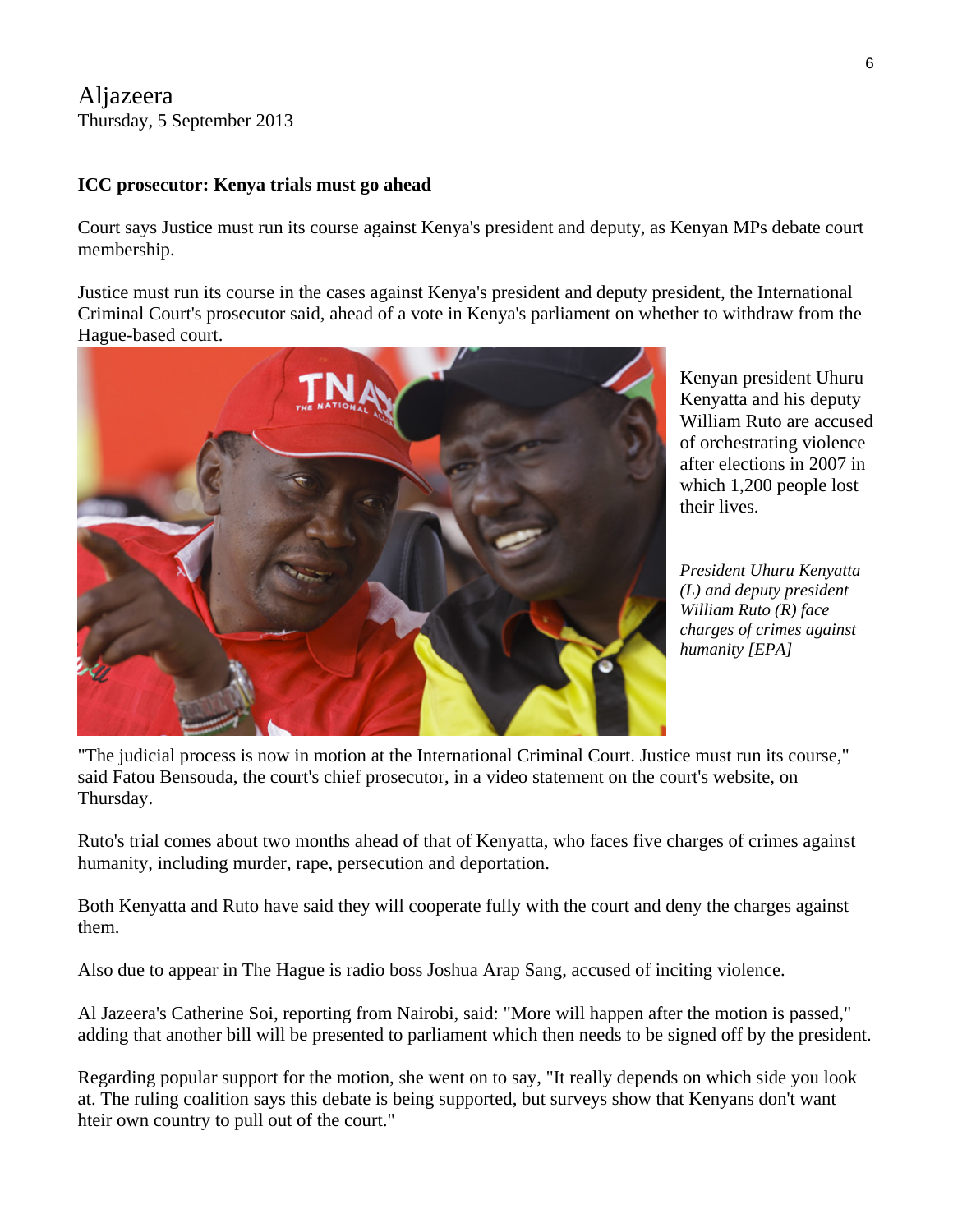Aljazeera
Thursday, 5 September 2013

**ICC prosecutor: Kenya trials must go ahead**

Court says Justice must run its course against Kenya's president and deputy, as Kenyan MPs debate court membership.

Justice must run its course in the cases against Kenya's president and deputy president, the International Criminal Court's prosecutor said, ahead of a vote in Kenya's parliament on whether to withdraw from the Hague-based court.

Kenyan president Uhuru Kenyatta and his deputy William Ruto are accused of orchestrating violence after elections in 2007 in which 1,200 people lost their lives.

*President Uhuru Kenyatta (L) and deputy president William Ruto (R) face charges of crimes against humanity [EPA]*

"The judicial process is now in motion at the International Criminal Court. Justice must run its course," said Fatou Bensouda, the court's chief prosecutor, in a video statement on the court's website, on Thursday.

Ruto's trial comes about two months ahead of that of Kenyatta, who faces five charges of crimes against humanity, including murder, rape, persecution and deportation.

Both Kenyatta and Ruto have said they will cooperate fully with the court and deny the charges against them.

Also due to appear in The Hague is radio boss Joshua Arap Sang, accused of inciting violence.

Al Jazeera's Catherine Soi, reporting from Nairobi, said: "More will happen after the motion is passed," adding that another bill will be presented to parliament which then needs to be signed off by the president.

Regarding popular support for the motion, she went on to say, "It really depends on which side you look at. The ruling coalition says this debate is being supported, but surveys show that Kenyans don't want hteir own country to pull out of the court."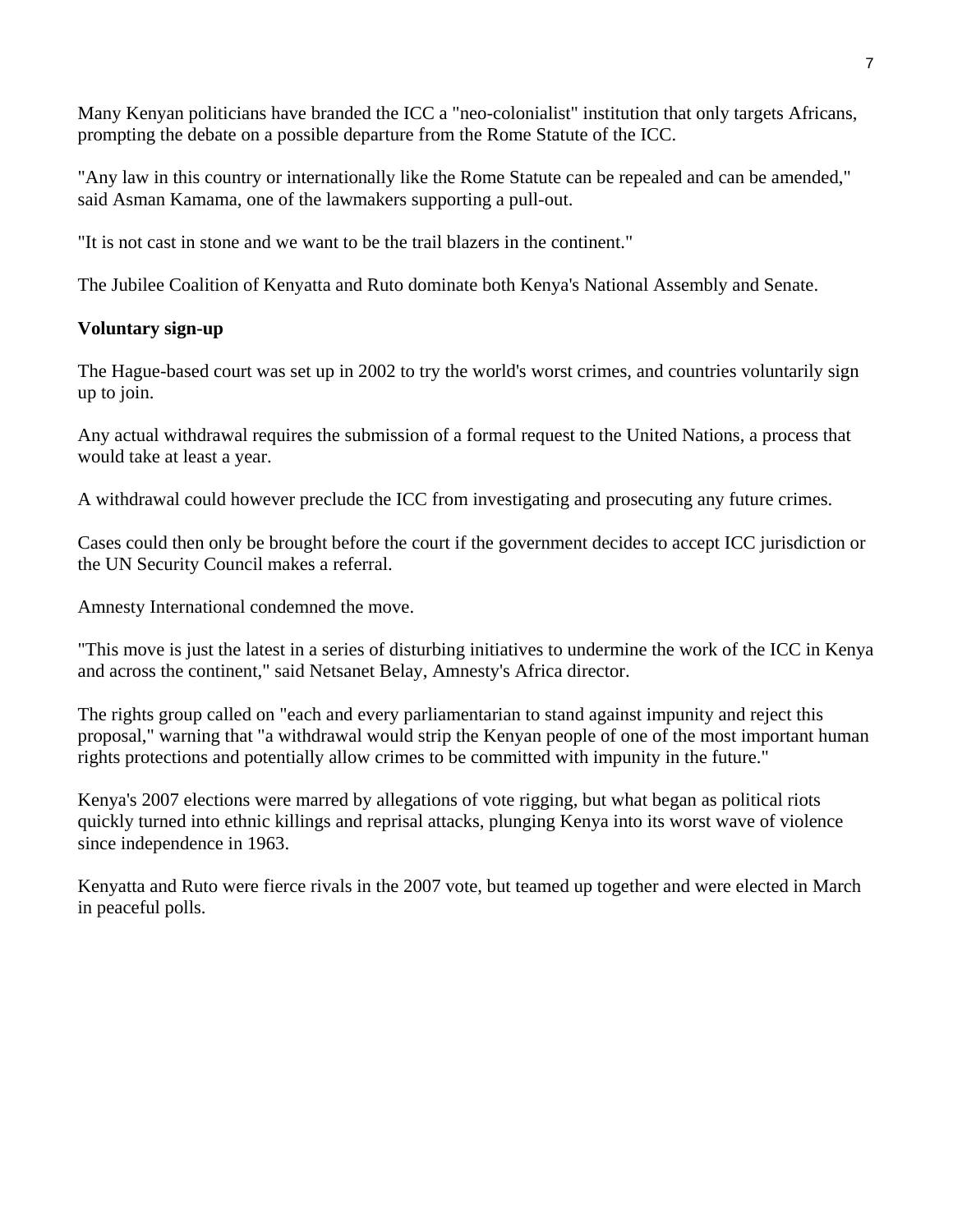Many Kenyan politicians have branded the ICC a "neo-colonialist" institution that only targets Africans, prompting the debate on a possible departure from the Rome Statute of the ICC.

"Any law in this country or internationally like the Rome Statute can be repealed and can be amended," said Asman Kamama, one of the lawmakers supporting a pull-out.

"It is not cast in stone and we want to be the trail blazers in the continent."

The Jubilee Coalition of Kenyatta and Ruto dominate both Kenya's National Assembly and Senate.

**Voluntary sign-up**

The Hague-based court was set up in 2002 to try the world's worst crimes, and countries voluntarily sign up to join.

Any actual withdrawal requires the submission of a formal request to the United Nations, a process that would take at least a year.

A withdrawal could however preclude the ICC from investigating and prosecuting any future crimes.

Cases could then only be brought before the court if the government decides to accept ICC jurisdiction or the UN Security Council makes a referral.

Amnesty International condemned the move.

"This move is just the latest in a series of disturbing initiatives to undermine the work of the ICC in Kenya and across the continent," said Netsanet Belay, Amnesty's Africa director.

The rights group called on "each and every parliamentarian to stand against impunity and reject this proposal," warning that "a withdrawal would strip the Kenyan people of one of the most important human rights protections and potentially allow crimes to be committed with impunity in the future."

Kenya's 2007 elections were marred by allegations of vote rigging, but what began as political riots quickly turned into ethnic killings and reprisal attacks, plunging Kenya into its worst wave of violence since independence in 1963.

Kenyatta and Ruto were fierce rivals in the 2007 vote, but teamed up together and were elected in March in peaceful polls.